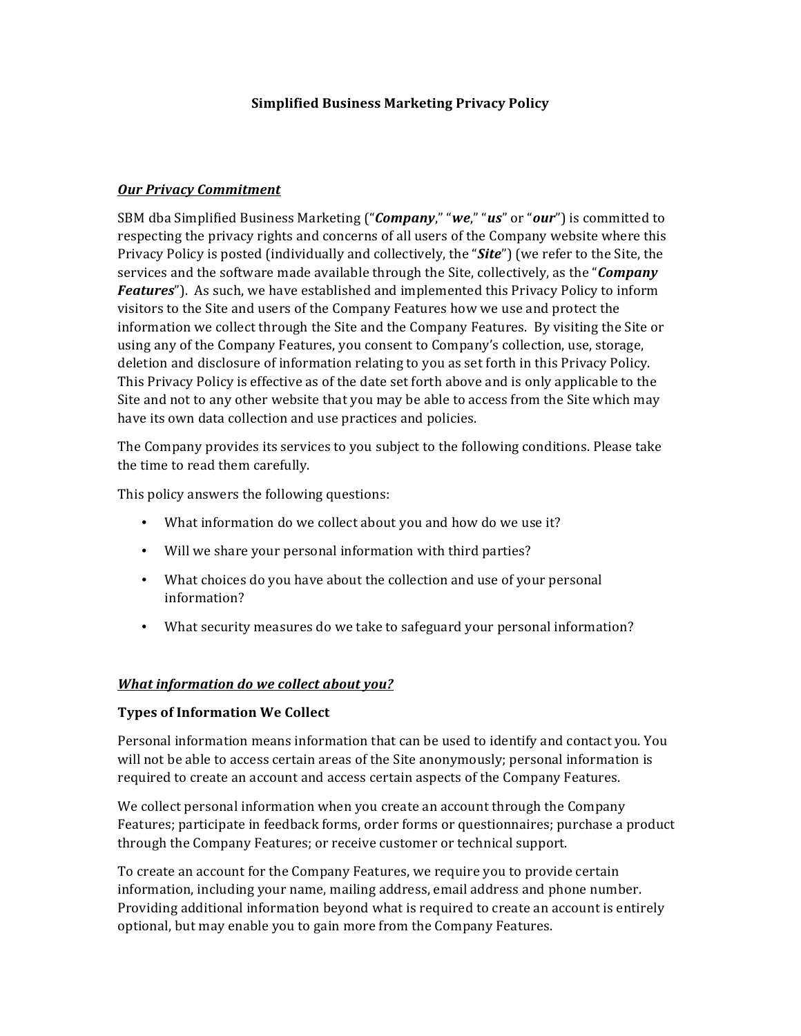# Simplified Business Marketing Privacy Policy

## ***Our Privacy Commitment***

SBM dba Simplified Business Marketing ("***Company***," "***we***," "***us***" or "***our***") is committed to respecting the privacy rights and concerns of all users of the Company website where this Privacy Policy is posted (individually and collectively, the "***Site***") (we refer to the Site, the services and the software made available through the Site, collectively, as the "***Company Features***"). As such, we have established and implemented this Privacy Policy to inform visitors to the Site and users of the Company Features how we use and protect the information we collect through the Site and the Company Features. By visiting the Site or using any of the Company Features, you consent to Company's collection, use, storage, deletion and disclosure of information relating to you as set forth in this Privacy Policy. This Privacy Policy is effective as of the date set forth above and is only applicable to the Site and not to any other website that you may be able to access from the Site which may have its own data collection and use practices and policies.

The Company provides its services to you subject to the following conditions. Please take the time to read them carefully.

This policy answers the following questions:

- What information do we collect about you and how do we use it?
- Will we share your personal information with third parties?
- What choices do you have about the collection and use of your personal information?
- What security measures do we take to safeguard your personal information?

## ***What information do we collect about you?***

### Types of Information We Collect

Personal information means information that can be used to identify and contact you. You will not be able to access certain areas of the Site anonymously; personal information is required to create an account and access certain aspects of the Company Features.

We collect personal information when you create an account through the Company Features; participate in feedback forms, order forms or questionnaires; purchase a product through the Company Features; or receive customer or technical support.

To create an account for the Company Features, we require you to provide certain information, including your name, mailing address, email address and phone number. Providing additional information beyond what is required to create an account is entirely optional, but may enable you to gain more from the Company Features.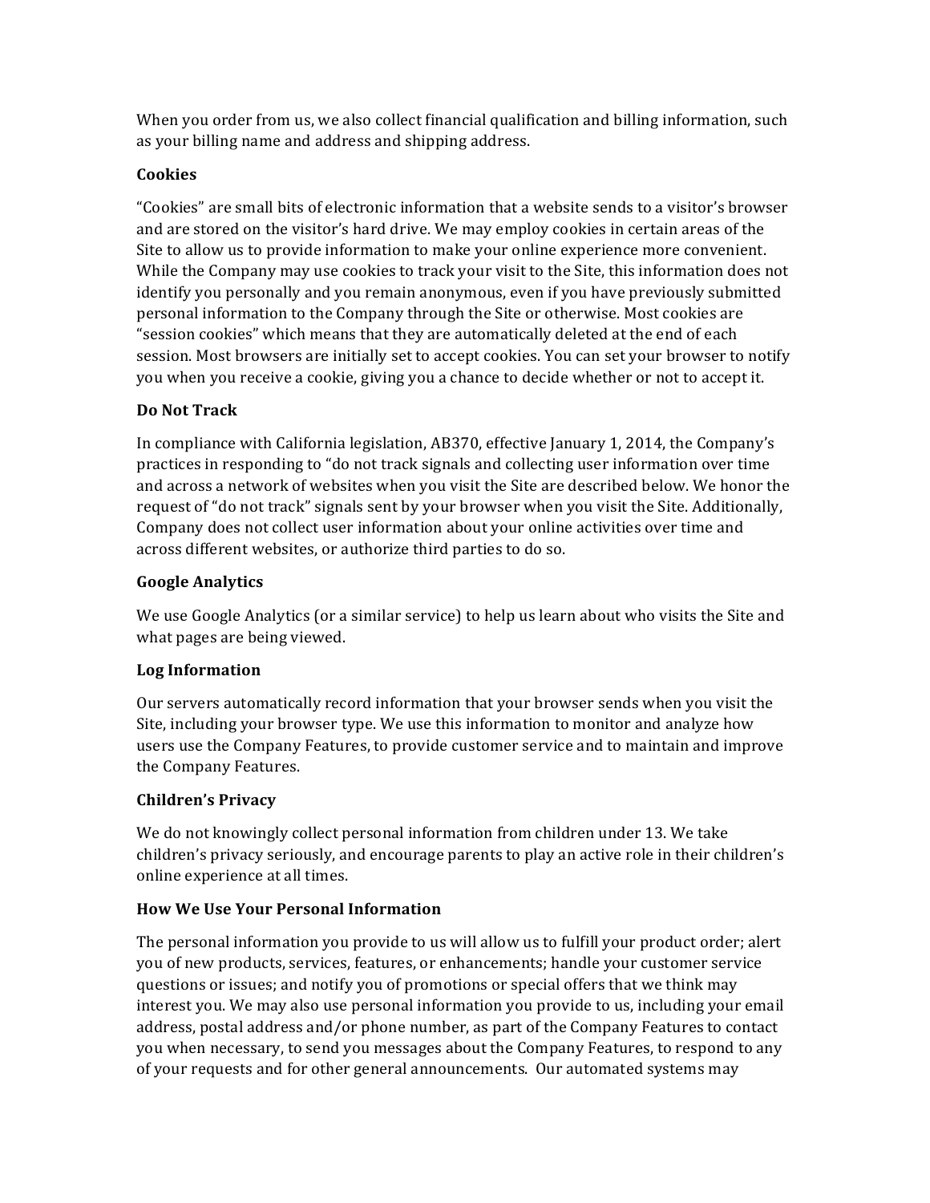When you order from us, we also collect financial qualification and billing information, such as your billing name and address and shipping address.

**Cookies**

"Cookies" are small bits of electronic information that a website sends to a visitor's browser and are stored on the visitor's hard drive. We may employ cookies in certain areas of the Site to allow us to provide information to make your online experience more convenient. While the Company may use cookies to track your visit to the Site, this information does not identify you personally and you remain anonymous, even if you have previously submitted personal information to the Company through the Site or otherwise. Most cookies are "session cookies" which means that they are automatically deleted at the end of each session. Most browsers are initially set to accept cookies. You can set your browser to notify you when you receive a cookie, giving you a chance to decide whether or not to accept it.

**Do Not Track**

In compliance with California legislation, AB370, effective January 1, 2014, the Company's practices in responding to "do not track signals and collecting user information over time and across a network of websites when you visit the Site are described below. We honor the request of "do not track" signals sent by your browser when you visit the Site. Additionally, Company does not collect user information about your online activities over time and across different websites, or authorize third parties to do so.

**Google Analytics**

We use Google Analytics (or a similar service) to help us learn about who visits the Site and what pages are being viewed.

**Log Information**

Our servers automatically record information that your browser sends when you visit the Site, including your browser type. We use this information to monitor and analyze how users use the Company Features, to provide customer service and to maintain and improve the Company Features.

**Children's Privacy**

We do not knowingly collect personal information from children under 13. We take children's privacy seriously, and encourage parents to play an active role in their children's online experience at all times.

**How We Use Your Personal Information**

The personal information you provide to us will allow us to fulfill your product order; alert you of new products, services, features, or enhancements; handle your customer service questions or issues; and notify you of promotions or special offers that we think may interest you. We may also use personal information you provide to us, including your email address, postal address and/or phone number, as part of the Company Features to contact you when necessary, to send you messages about the Company Features, to respond to any of your requests and for other general announcements. Our automated systems may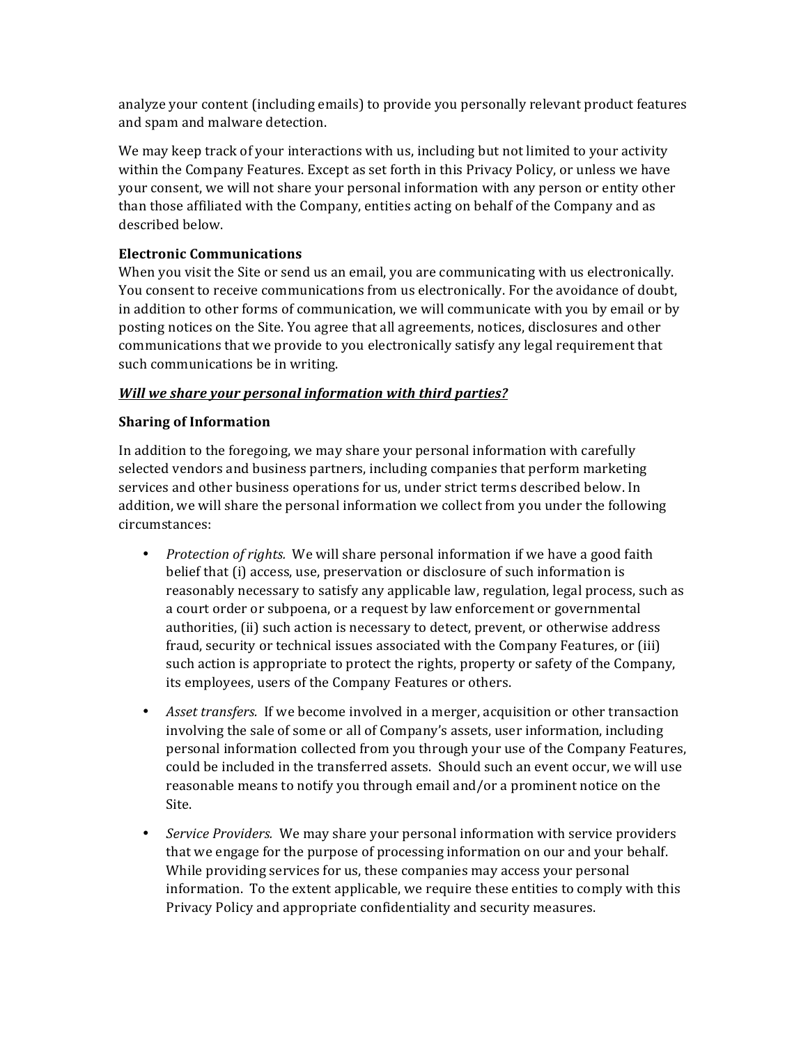analyze your content (including emails) to provide you personally relevant product features and spam and malware detection.

We may keep track of your interactions with us, including but not limited to your activity within the Company Features. Except as set forth in this Privacy Policy, or unless we have your consent, we will not share your personal information with any person or entity other than those affiliated with the Company, entities acting on behalf of the Company and as described below.

**Electronic Communications**
When you visit the Site or send us an email, you are communicating with us electronically. You consent to receive communications from us electronically. For the avoidance of doubt, in addition to other forms of communication, we will communicate with you by email or by posting notices on the Site. You agree that all agreements, notices, disclosures and other communications that we provide to you electronically satisfy any legal requirement that such communications be in writing.

***<u>Will we share your personal information with third parties?</u>***

**Sharing of Information**

In addition to the foregoing, we may share your personal information with carefully selected vendors and business partners, including companies that perform marketing services and other business operations for us, under strict terms described below. In addition, we will share the personal information we collect from you under the following circumstances:

- *Protection of rights.* We will share personal information if we have a good faith belief that (i) access, use, preservation or disclosure of such information is reasonably necessary to satisfy any applicable law, regulation, legal process, such as a court order or subpoena, or a request by law enforcement or governmental authorities, (ii) such action is necessary to detect, prevent, or otherwise address fraud, security or technical issues associated with the Company Features, or (iii) such action is appropriate to protect the rights, property or safety of the Company, its employees, users of the Company Features or others.

- *Asset transfers.* If we become involved in a merger, acquisition or other transaction involving the sale of some or all of Company's assets, user information, including personal information collected from you through your use of the Company Features, could be included in the transferred assets. Should such an event occur, we will use reasonable means to notify you through email and/or a prominent notice on the Site.

- *Service Providers.* We may share your personal information with service providers that we engage for the purpose of processing information on our and your behalf. While providing services for us, these companies may access your personal information. To the extent applicable, we require these entities to comply with this Privacy Policy and appropriate confidentiality and security measures.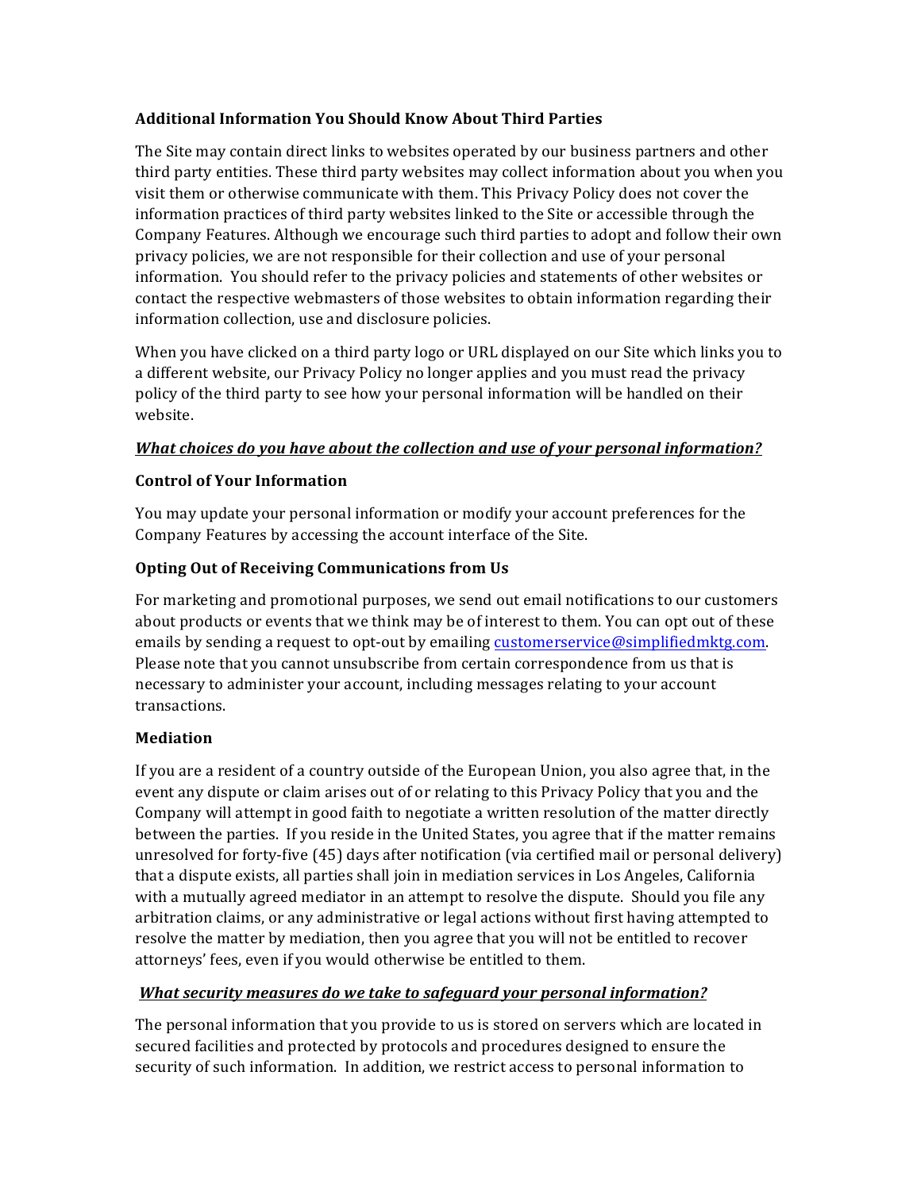**Additional Information You Should Know About Third Parties**

The Site may contain direct links to websites operated by our business partners and other third party entities. These third party websites may collect information about you when you visit them or otherwise communicate with them. This Privacy Policy does not cover the information practices of third party websites linked to the Site or accessible through the Company Features. Although we encourage such third parties to adopt and follow their own privacy policies, we are not responsible for their collection and use of your personal information. You should refer to the privacy policies and statements of other websites or contact the respective webmasters of those websites to obtain information regarding their information collection, use and disclosure policies.

When you have clicked on a third party logo or URL displayed on our Site which links you to a different website, our Privacy Policy no longer applies and you must read the privacy policy of the third party to see how your personal information will be handled on their website.

***<u>What choices do you have about the collection and use of your personal information?</u>***

**Control of Your Information**

You may update your personal information or modify your account preferences for the Company Features by accessing the account interface of the Site.

**Opting Out of Receiving Communications from Us**

For marketing and promotional purposes, we send out email notifications to our customers about products or events that we think may be of interest to them. You can opt out of these emails by sending a request to opt-out by emailing customerservice@simplifiedmktg.com. Please note that you cannot unsubscribe from certain correspondence from us that is necessary to administer your account, including messages relating to your account transactions.

**Mediation**

If you are a resident of a country outside of the European Union, you also agree that, in the event any dispute or claim arises out of or relating to this Privacy Policy that you and the Company will attempt in good faith to negotiate a written resolution of the matter directly between the parties. If you reside in the United States, you agree that if the matter remains unresolved for forty-five (45) days after notification (via certified mail or personal delivery) that a dispute exists, all parties shall join in mediation services in Los Angeles, California with a mutually agreed mediator in an attempt to resolve the dispute. Should you file any arbitration claims, or any administrative or legal actions without first having attempted to resolve the matter by mediation, then you agree that you will not be entitled to recover attorneys' fees, even if you would otherwise be entitled to them.

***<u>What security measures do we take to safeguard your personal information?</u>***

The personal information that you provide to us is stored on servers which are located in secured facilities and protected by protocols and procedures designed to ensure the security of such information. In addition, we restrict access to personal information to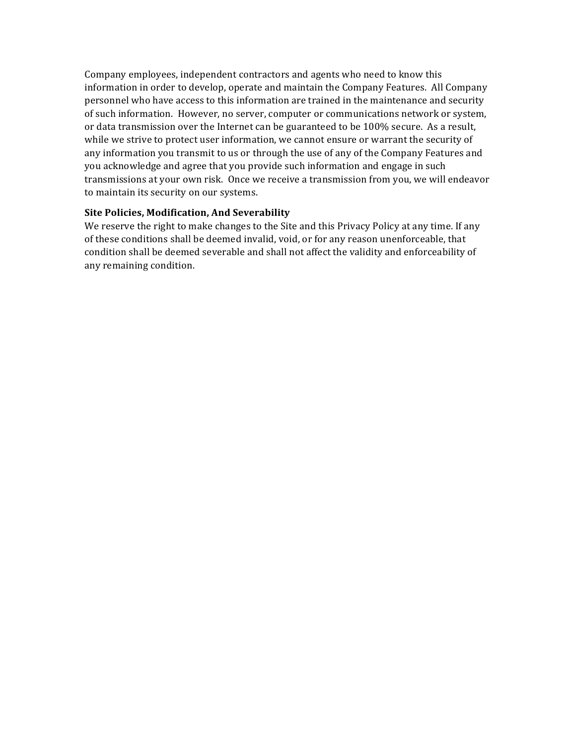Company employees, independent contractors and agents who need to know this information in order to develop, operate and maintain the Company Features. All Company personnel who have access to this information are trained in the maintenance and security of such information. However, no server, computer or communications network or system, or data transmission over the Internet can be guaranteed to be 100% secure. As a result, while we strive to protect user information, we cannot ensure or warrant the security of any information you transmit to us or through the use of any of the Company Features and you acknowledge and agree that you provide such information and engage in such transmissions at your own risk. Once we receive a transmission from you, we will endeavor to maintain its security on our systems.

**Site Policies, Modification, And Severability**

We reserve the right to make changes to the Site and this Privacy Policy at any time. If any of these conditions shall be deemed invalid, void, or for any reason unenforceable, that condition shall be deemed severable and shall not affect the validity and enforceability of any remaining condition.